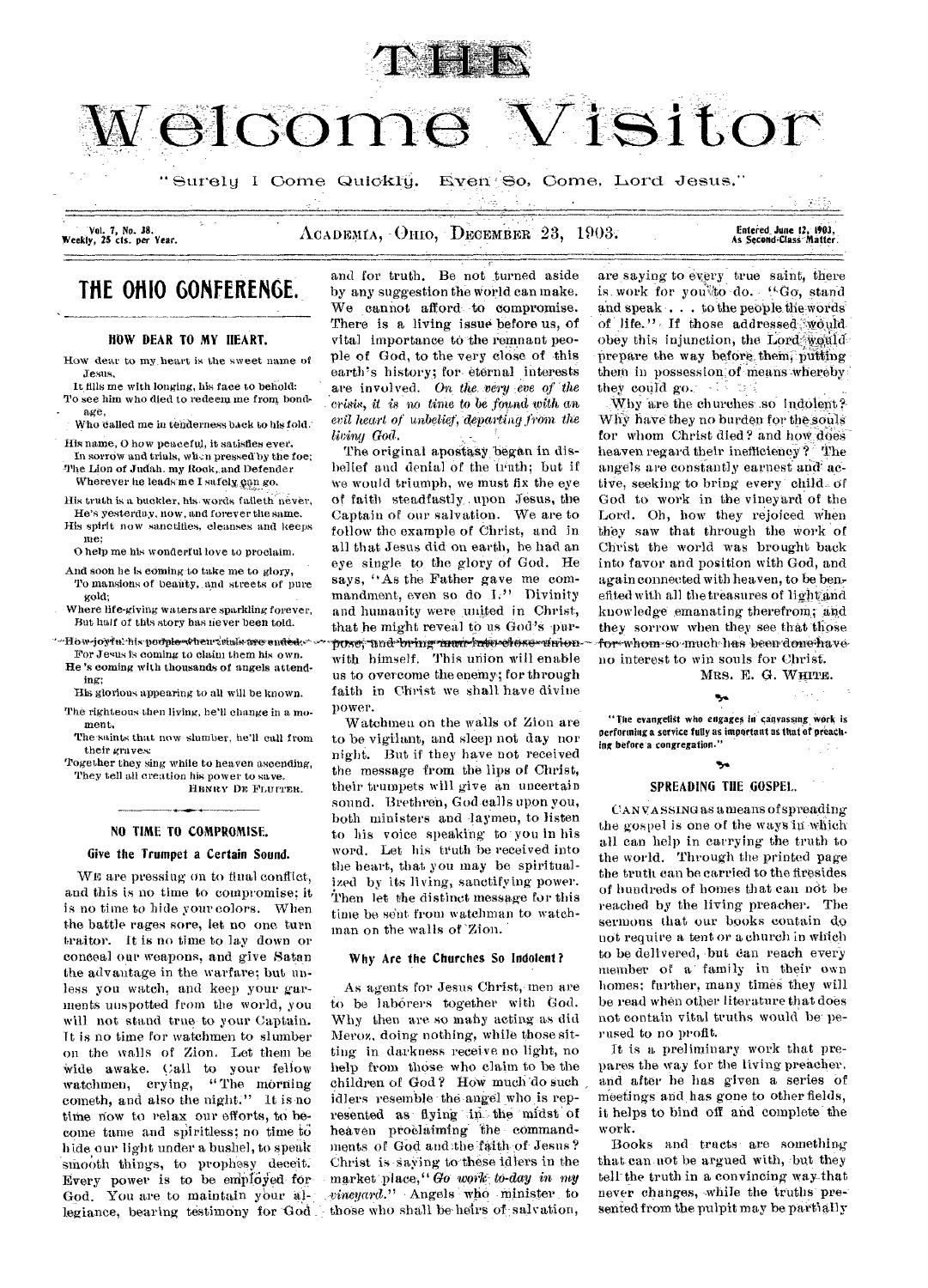# THE Welcome Visitor

"Surely I Come Quickly. Even So, Come, Lord Jesus."

Vol. 7, No. 38. Weekly, 25 cts. per Year. ACADEMIA, OHIO, DECEMBER 23, 1903. Entered June 12, 1903, As Second-Class Matter.

## THE OHIO CONFERENCE.

### HOW DEAR TO MY HEART.

How dear to my heart is the sweet name of Jesus,
It fills me with longing, his face to behold:
To see him who died to redeem me from bondage,
Who called me in tenderness back to his fold.

His name, O how peaceful, it satisfies ever,
In sorrow and trials, when pressed by the foe;
The Lion of Judah, my Rock, and Defender
Wherever he leads me I safely can go.

His truth is a buckler, his words falleth never,
He's yesterday, now, and forever the same.
His spirit now sanctifies, cleanses and keeps me;
O help me his wonderful love to proclaim.

And soon he is coming to take me to glory,
To mansions of beauty, and streets of pure gold;
Where life-giving waters are sparkling forever,
But half of this story has never been told.

How joyful his people when trials are ended,
For Jesus is coming to claim them his own.
He's coming with thousands of angels attending;
His glorious appearing to all will be known.

The righteous then living, he'll change in a moment,
The saints that now slumber, he'll call from their graves;
Together they sing while to heaven ascending,
They tell all creation his power to save.

HENRY DE FLUITER.

### NO TIME TO COMPROMISE.

#### Give the Trumpet a Certain Sound.

WE are pressing on to final conflict, and this is no time to compromise; it is no time to hide your colors. When the battle rages sore, let no one turn traitor. It is no time to lay down or conceal our weapons, and give Satan the advantage in the warfare; but unless you watch, and keep your garments unspotted from the world, you will not stand true to your Captain. It is no time for watchmen to slumber on the walls of Zion. Let them be wide awake. Call to your fellow watchmen, crying, "The morning cometh, and also the night." It is no time now to relax our efforts, to become tame and spiritless; no time to hide our light under a bushel, to speak smooth things, to prophesy deceit. Every power is to be employed for God. You are to maintain your allegiance, bearing testimony for God and for truth. Be not turned aside by any suggestion the world can make. We cannot afford to compromise. There is a living issue before us, of vital importance to the remnant people of God, to the very close of this earth's history; for eternal interests are involved. *On the very eve of the crisis, it is no time to be found with an evil heart of unbelief, departing from the living God.*

The original apostasy began in disbelief and denial of the truth; but if we would triumph, we must fix the eye of faith steadfastly upon Jesus, the Captain of our salvation. We are to follow the example of Christ, and in all that Jesus did on earth, he had an eye single to the glory of God. He says, "As the Father gave me commandment, even so do I." Divinity and humanity were united in Christ, that he might reveal to us God's purpose, and bring man into close union with himself. This union will enable us to overcome the enemy; for through faith in Christ we shall have divine power.

Watchmen on the walls of Zion are to be vigilant, and sleep not day nor night. But if they have not received the message from the lips of Christ, their trumpets will give an uncertain sound. Brethren, God calls upon you, both ministers and laymen, to listen to his voice speaking to you in his word. Let his truth be received into the heart, that you may be spiritualized by its living, sanctifying power. Then let the distinct message for this time be sent from watchman to watchman on the walls of Zion.

#### Why Are the Churches So Indolent?

As agents for Jesus Christ, men are to be laborers together with God. Why then are so many acting as did Meroz, doing nothing, while those sitting in darkness receive no light, no help from those who claim to be the children of God? How much do such idlers resemble the angel who is represented as flying in the midst of heaven proclaiming the commandments of God and the faith of Jesus? Christ is saying to these idlers in the market place, "*Go work to-day in my vineyard.*" Angels who minister to those who shall be heirs of salvation, are saying to every true saint, there is work for you to do. "Go, stand and speak . . . to the people the words of life." If those addressed would obey this injunction, the Lord would prepare the way before them, putting them in possession of means whereby they could go.

Why are the churches so indolent? Why have they no burden for the souls for whom Christ died? and how does heaven regard their inefficiency? The angels are constantly earnest and active, seeking to bring every child of God to work in the vineyard of the Lord. Oh, how they rejoiced when they saw that through the work of Christ the world was brought back into favor and position with God, and again connected with heaven, to be benefited with all the treasures of light and knowledge emanating therefrom; and they sorrow when they see that those for whom so much has been done have no interest to win souls for Christ.

MRS. E. G. WHITE.

**"The evangelist who engages in canvassing work is performing a service fully as important as that of preaching before a congregation."**

### SPREADING THE GOSPEL.

CANVASSING as a means of spreading the gospel is one of the ways in which all can help in carrying the truth to the world. Through the printed page the truth can be carried to the firesides of hundreds of homes that can not be reached by the living preacher. The sermons that our books contain do not require a tent or a church in which to be delivered, but can reach every member of a family in their own homes; further, many times they will be read when other literature that does not contain vital truths would be perused to no profit.

It is a preliminary work that prepares the way for the living preacher, and after he has given a series of meetings and has gone to other fields, it helps to bind off and complete the work.

Books and tracts are something that can not be argued with, but they tell the truth in a convincing way that never changes, while the truths presented from the pulpit may be partially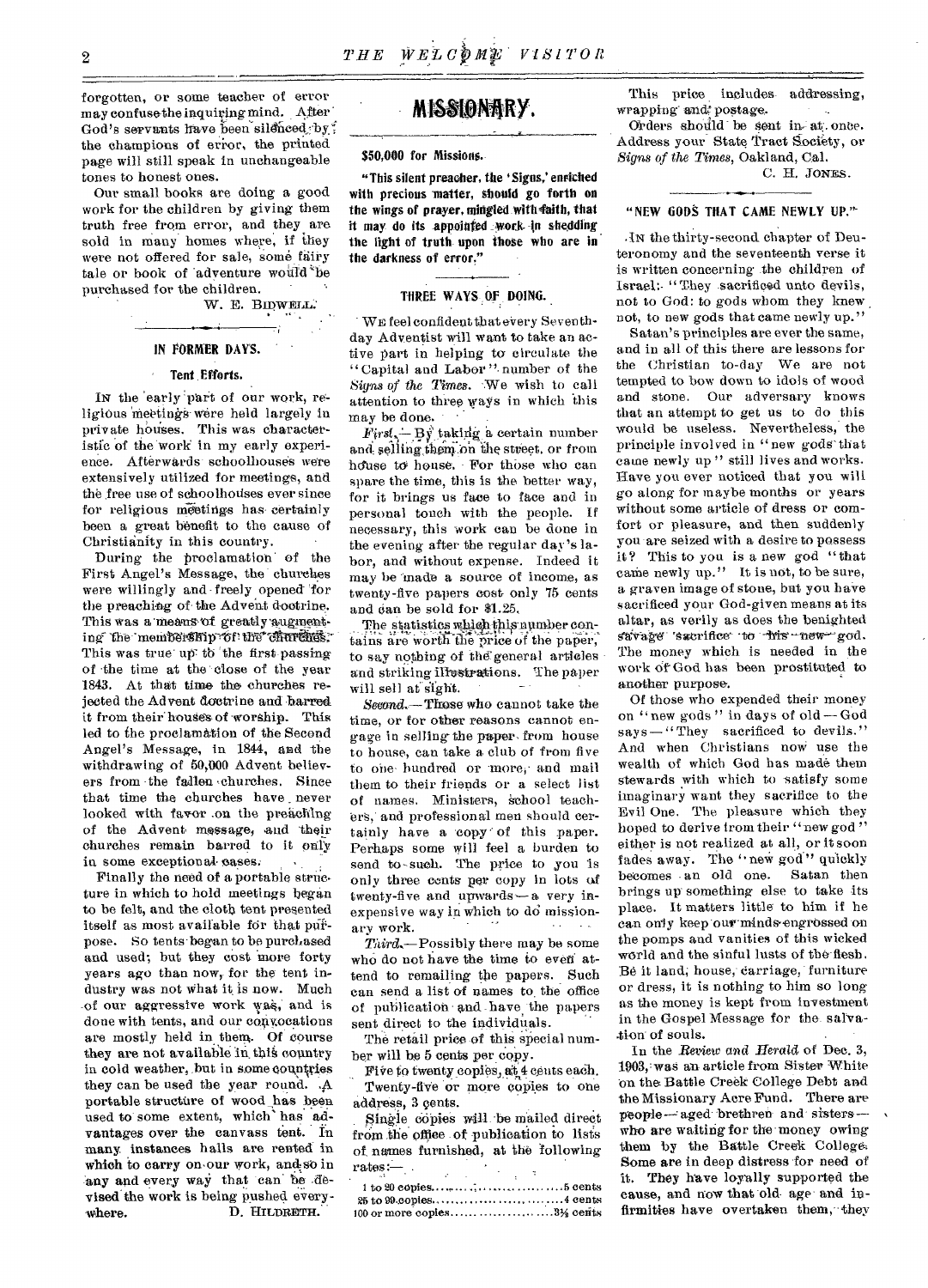forgotten, or some teacher of error may confuse the inquiring mind. After God's servants have been silenced by the champions of error, the printed page will still speak in unchangeable tones to honest ones.

Our small books are doing a good work for the children by giving them truth free from error, and they are sold in many homes where, if they were not offered for sale, some fairy tale or book of adventure would be purchased for the children.

W. E. BIDWELL.

## IN FORMER DAYS.

### Tent Efforts.

IN the early part of our work, religious meetings were held largely in private houses. This was characteristic of the work in my early experience. Afterwards schoolhouses were extensively utilized for meetings, and the free use of schoolhouses ever since for religious meetings has certainly been a great benefit to the cause of Christianity in this country.

During the proclamation of the First Angel's Message, the churches were willingly and freely opened for the preaching of the Advent doctrine. This was a means of greatly augmenting the membership of the churches. This was true up to the first passing of the time at the close of the year 1843. At that time the churches rejected the Advent doctrine and barred it from their houses of worship. This led to the proclamation of the Second Angel's Message, in 1844, and the withdrawing of 50,000 Advent believers from the fallen churches. Since that time the churches have never looked with favor on the preaching of the Advent message, and their churches remain barred to it only in some exceptional cases.

Finally the need of a portable structure in which to hold meetings began to be felt, and the cloth tent presented itself as most available for that purpose. So tents began to be purchased and used; but they cost more forty years ago than now, for the tent industry was not what it is now. Much of our aggressive work was, and is done with tents, and our convocations are mostly held in them. Of course they are not available in this country in cold weather, but in some countries they can be used the year round. A portable structure of wood has been used to some extent, which has advantages over the canvass tent. In many instances halls are rented in which to carry on our work, and so in any and every way that can be devised the work is being pushed everywhere.

D. HILDRETH.

# MISSIONARY.

### $50,000 for Missions.

**"This silent preacher, the 'Signs,' enriched with precious matter, should go forth on the wings of prayer, mingled with faith, that it may do its appointed work in shedding the light of truth upon those who are in the darkness of error."**

## THREE WAYS OF DOING.

WE feel confident that every Seventh-day Adventist will want to take an active part in helping to circulate the "Capital and Labor" number of the *Signs of the Times*. We wish to call attention to three ways in which this may be done.

*First.*—By taking a certain number and selling them on the street, or from house to house. For those who can spare the time, this is the better way, for it brings us face to face and in personal touch with the people. If necessary, this work can be done in the evening after the regular day's labor, and without expense. Indeed it may be made a source of income, as twenty-five papers cost only 75 cents and can be sold for $1.25.

The statistics which this number contains are worth the price of the paper, to say nothing of the general articles and striking illustrations. The paper will sell at sight.

*Second.*—Those who cannot take the time, or for other reasons cannot engage in selling the paper from house to house, can take a club of from five to one hundred or more, and mail them to their friends or a select list of names. Ministers, school teachers, and professional men should certainly have a copy of this paper. Perhaps some will feel a burden to send to such. The price to you is only three cents per copy in lots of twenty-five and upwards—a very inexpensive way in which to do missionary work.

*Third.*—Possibly there may be some who do not have the time to even attend to remailing the papers. Such can send a list of names to the office of publication and have the papers sent direct to the individuals.

The retail price of this special number will be 5 cents per copy.

Five to twenty copies, at 4 cents each.

Twenty-five or more copies to one address, 3 cents.

Single copies will be mailed direct from the office of publication to lists of names furnished, at the following rates:—

| | |
|---|---|
| 1 to 20 copies | 5 cents |
| 25 to 99 copies | 4 cents |
| 100 or more copies | 3½ cents |

This price includes addressing, wrapping and postage.

Orders should be sent in at once. Address your State Tract Society, or *Signs of the Times*, Oakland, Cal.

C. H. JONES.

## "NEW GODS THAT CAME NEWLY UP."

IN the thirty-second chapter of Deuteronomy and the seventeenth verse it is written concerning the children of Israel: "They sacrificed unto devils, not to God: to gods whom they knew not, to new gods that came newly up."

Satan's principles are ever the same, and in all of this there are lessons for the Christian to-day We are not tempted to bow down to idols of wood and stone. Our adversary knows that an attempt to get us to do this would be useless. Nevertheless, the principle involved in "new gods that came newly up" still lives and works. Have you ever noticed that you will go along for maybe months or years without some article of dress or comfort or pleasure, and then suddenly you are seized with a desire to possess it? This to you is a new god "that came newly up." It is not, to be sure, a graven image of stone, but you have sacrificed your God-given means at its altar, as verily as does the benighted savage sacrifice to his new god. The money which is needed in the work of God has been prostituted to another purpose.

Of those who expended their money on "new gods" in days of old—God says—"They sacrificed to devils." And when Christians now use the wealth of which God has made them stewards with which to satisfy some imaginary want they sacrifice to the Evil One. The pleasure which they hoped to derive from their "new god" either is not realized at all, or it soon fades away. The "new god" quickly becomes an old one. Satan then brings up something else to take its place. It matters little to him if he can only keep our minds engrossed on the pomps and vanities of this wicked world and the sinful lusts of the flesh. Be it land, house, carriage, furniture or dress, it is nothing to him so long as the money is kept from investment in the Gospel Message for the salvation of souls.

In the *Review and Herald* of Dec. 3, 1903, was an article from Sister White on the Battle Creek College Debt and the Missionary Acre Fund. There are people—aged brethren and sisters—who are waiting for the money owing them by the Battle Creek College. Some are in deep distress for need of it. They have loyally supported the cause, and now that old age and infirmities have overtaken them, they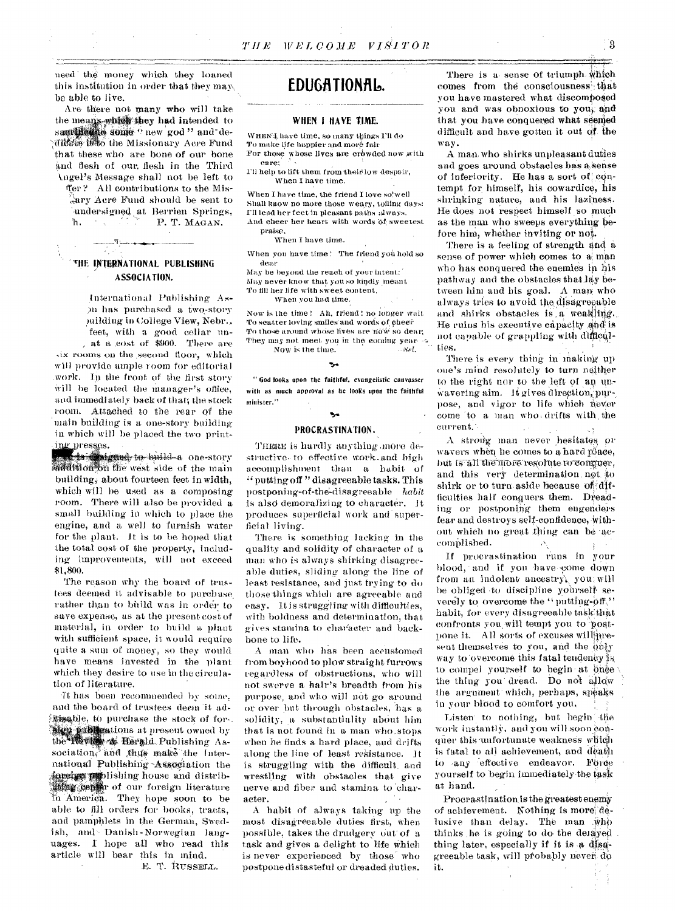need the money which they loaned this institution in order that they may be able to live.

Are there not many who will take the means which they had intended to sacrifice to some "new god" and dedicate it to the Missionary Acre Fund that these who are bone of our bone and flesh of our flesh in the Third Angel's Message shall not be left to suffer? All contributions to the Missionary Acre Fund should be sent to the undersigned at Berrien Springs, Mich.

P. T. MAGAN.

## THE INTERNATIONAL PUBLISHING ASSOCIATION.

International Publishing Association has purchased a two-story building in College View, Nebr., feet, with a good cellar under, at a cost of $900. There are six rooms on the second floor, which will provide ample room for editorial work. In the front of the first story will be located the manager's office, and immediately back of that, the stock room. Attached to the rear of the main building is a one-story building in which will be placed the two printing presses.

It is designed to build a one-story addition on the west side of the main building, about fourteen feet in width, which will be used as a composing room. There will also be provided a small building in which to place the engine, and a well to furnish water for the plant. It is to be hoped that the total cost of the property, including improvements, will not exceed $1,800.

The reason why the board of trustees deemed it advisable to purchase rather than to build was in order to save expense, as at the present cost of material, in order to build a plant with sufficient space, it would require quite a sum of money, so they would have means invested in the plant which they desire to use in the circulation of literature.

It has been recommended by some, and the board of trustees deem it advisable, to purchase the stock of foreign publications at present owned by the Review & Herald Publishing Association, and thus make the International Publishing Association the foreign publishing house and distributing center of our foreign literature in America. They hope soon to be able to fill orders for books, tracts, and pamphlets in the German, Swedish, and Danish-Norwegian languages. I hope all who read this article will bear this in mind.

E. T. RUSSELL.

# EDUCATIONAL.

## WHEN I HAVE TIME.

WHEN I have time, so many things I'll do  
To make life happier and more fair  
For those whose lives are crowded now with care:  
I'll help to lift them from their low despair,  
When I have time.

When I have time, the friend I love so well  
Shall know no more those weary, toiling days;  
I'll lead her feet in pleasant paths always,  
And cheer her heart with words of sweetest praise,  
When I have time.

When you have time! The friend you hold so dear  
May be beyond the reach of your intent;  
May never know that you so kindly meant  
To fill her life with sweet content,  
When you had time.

Now is the time! Ah, friend! no longer wait  
To scatter loving smiles and words of cheer  
To those around whose lives are now so drear;  
They may not meet you in the coming year.  
Now is the time. —*Sel.*

"God looks upon the faithful, evangelistic canvasser with as much approval as he looks upon the faithful minister."

## PROCRASTINATION.

THERE is hardly anything more destructive to effective work and high accomplishment than a habit of "putting off" disagreeable tasks. This postponing-of-the-disagreeable *habit* is also demoralizing to character. It produces superficial work and superficial living.

There is something lacking in the quality and solidity of character of a man who is always shirking disagreeable duties, sliding along the line of least resistance, and just trying to do those things which are agreeable and easy. It is struggling with difficulties, with boldness and determination, that gives stamina to character and backbone to life.

A man who has been accustomed from boyhood to plow straight furrows regardless of obstructions, who will not swerve a hair's breadth from his purpose, and who will not go around or over but through obstacles, has a solidity, a substantiality about him that is not found in a man who stops when he finds a hard place, and drifts along the line of least resistance. It is struggling with the difficult and wrestling with obstacles that give nerve and fiber and stamina to character.

A habit of always taking up the most disagreeable duties first, when possible, takes the drudgery out of a task and gives a delight to life which is never experienced by those who postpone distasteful or dreaded duties.

There is a sense of triumph which comes from the consciousness that you have mastered what discomposed you and was obnoxious to you, and that you have conquered what seemed difficult and have gotten it out of the way.

A man who shirks unpleasant duties and goes around obstacles has a sense of inferiority. He has a sort of contempt for himself, his cowardice, his shrinking nature, and his laziness. He does not respect himself so much as the man who sweeps everything before him, whether inviting or not.

There is a feeling of strength and a sense of power which comes to a man who has conquered the enemies in his pathway and the obstacles that lay between him and his goal. A man who always tries to avoid the disagreeable and shirks obstacles is a weakling. He ruins his executive capacity and is not capable of grappling with difficulties.

There is every thing in making up one's mind resolutely to turn neither to the right nor to the left of an unwavering aim. It gives direction, purpose, and vigor to life which never come to a man who drifts with the current.

A strong man never hesitates or wavers when he comes to a hard place, but is all the more resolute to conquer, and this very determination not to shirk or to turn aside because of difficulties half conquers them. Dreading or postponing them engenders fear and destroys self-confidence, without which no great thing can be accomplished.

If procrastination runs in your blood, and if you have come down from an indolent ancestry, you will be obliged to discipline yourself severely to overcome the "putting-off" habit, for every disagreeable task that confronts you will tempt you to postpone it. All sorts of excuses will present themselves to you, and the only way to overcome this fatal tendency is to compel yourself to begin at once the thing you dread. Do not allow the argument which, perhaps, speaks in your blood to comfort you.

Listen to nothing, but begin the work instantly, and you will soon conquer this unfortunate weakness which is fatal to all achievement, and death to any effective endeavor. Force yourself to begin immediately the task at hand.

Procrastination is the greatest enemy of achievement. Nothing is more delusive than delay. The man who thinks he is going to do the delayed thing later, especially if it is a disagreeable task, will probably never do it.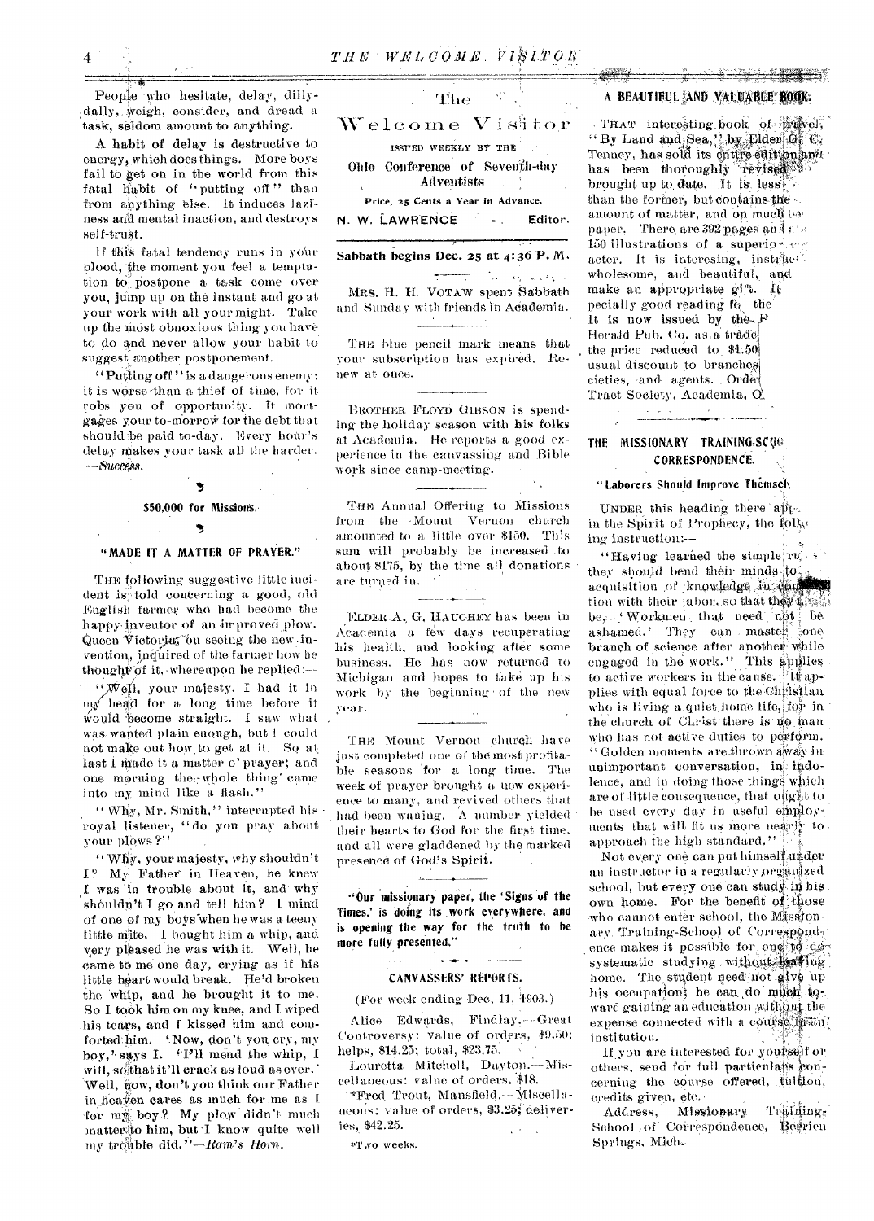People who hesitate, delay, dilly-dally, weigh, consider, and dread a task, seldom amount to anything.

A habit of delay is destructive to energy, which does things. More boys fail to get on in the world from this fatal habit of "putting off" than from anything else. It induces laziness and mental inaction, and destroys self-trust.

If this fatal tendency runs in your blood, the moment you feel a temptation to postpone a task come over you, jump up on the instant and go at your work with all your might. Take up the most obnoxious thing you have to do and never allow your habit to suggest another postponement.

"Putting off" is a dangerous enemy: it is worse than a thief of time, for it robs you of opportunity. It mortgages your to-morrow for the debt that should be paid to-day. Every hour's delay makes your task all the harder. —*Success.*

### $50,000 for Missions.

### "MADE IT A MATTER OF PRAYER."

The following suggestive little incident is told concerning a good, old English farmer who had become the happy inventor of an improved plow. Queen Victoria, on seeing the new invention, inquired of the farmer how he thought of it, whereupon he replied:—

"Well, your majesty, I had it in my head for a long time before it would become straight. I saw what was wanted plain enough, but I could not make out how to get at it. So at last I made it a matter o' prayer; and one morning the whole thing came into my mind like a flash."

"Why, Mr. Smith," interrupted his royal listener, "do you pray about your plows?"

"Why, your majesty, why shouldn't I? My Father in Heaven, he knew I was in trouble about it, and why shouldn't I go and tell him? I mind of one of my boys when he was a teeny little mite. I bought him a whip, and very pleased he was with it. Well, he came to me one day, crying as if his little heart would break. He'd broken the whip, and he brought it to me. So I took him on my knee, and I wiped his tears, and I kissed him and comforted him. 'Now, don't you cry, my boy,' says I. 'I'll mend the whip, I will, so that it'll crack as loud as ever.' Well, now, don't you think our Father in heaven cares as much for me as I for my boy? My plow didn't much matter to him, but I know quite well my trouble did."—*Ram's Horn.*

# The Welcome Visitor

ISSUED WEEKLY BY THE

**Ohio Conference of Seventh-day Adventists**

Price, 25 Cents a Year in Advance.

N. W. LAWRENCE - Editor.

**Sabbath begins Dec. 25 at 4:36 P. M.**

Mrs. H. H. Votaw spent Sabbath and Sunday with friends in Academia.

The blue pencil mark means that your subscription has expired. Renew at once.

Brother Floyd Gibson is spending the holiday season with his folks at Academia. He reports a good experience in the canvassing and Bible work since camp-meeting.

The Annual Offering to Missions from the Mount Vernon church amounted to a little over $150. This sum will probably be increased to about $175, by the time all donations are turned in.

Elder A. G. Haughey has been in Academia a few days recuperating his health, and looking after some business. He has now returned to Michigan and hopes to take up his work by the beginning of the new year.

The Mount Vernon church have just completed one of the most profitable seasons for a long time. The week of prayer brought a new experience to many, and revived others that had been waning. A number yielded their hearts to God for the first time, and all were gladdened by the marked presence of God's Spirit.

**"Our missionary paper, the 'Signs of the Times,' is doing its work everywhere, and is opening the way for the truth to be more fully presented."**

### CANVASSERS' REPORTS.

(For week ending Dec. 11, 1903.)

Alice Edwards, Findlay.—Great Controversy: value of orders, $9.50; helps, $14.25; total, $23.75.

Louretta Mitchell, Dayton.—Miscellaneous: value of orders, $18.

*Fred Trout, Mansfield.—Miscellaneous: value of orders, $3.25; deliveries, $42.25.

*Two weeks.

### A BEAUTIFUL AND VALUABLE BOOK.

That interesting book of travel, "By Land and Sea," by Elder G. C. Tenney, has sold its entire edition and has been thoroughly revised and brought up to date. It is less ... than the former, but contains the ... amount of matter, and on much ... paper. There are 392 pages and ... 150 illustrations of a superior ... acter. It is interesting, instructive, wholesome, and beautiful, and make an appropriate gift. It ... pecially good reading for the ... It is now issued by the P... Herald Pub. Co. as a trade ... the price reduced to $1.50 ... usual discount to branches ... cieties, and agents. Order ... Tract Society, Academia, O.

### THE MISSIONARY TRAINING-SCHOOL CORRESPONDENCE.

**"Laborers Should Improve Themselves"**

Under this heading there app... in the Spirit of Prophecy, the following instruction:—

"Having learned the simple ru... they should bend their minds to ... acquisition of knowledge in con... tion with their labor, so that they ... be, 'Workmen that need not be ashamed.' They can master one branch of science after another while engaged in the work." This applies to active workers in the cause. It applies with equal force to the Christian who is living a quiet home life, for in the church of Christ there is no man who has not active duties to perform. "Golden moments are thrown away in unimportant conversation, in indolence, and in doing those things which are of little consequence, that ought to be used every day in useful employments that will fit us more nearly to approach the high standard."

Not every one can put himself under an instructor in a regularly organized school, but every one can study in his own home. For the benefit of those who cannot enter school, the Missionary Training-School of Correspondence makes it possible for one to do systematic studying without leaving home. The student need not give up his occupation; he can do much toward gaining an education without the expense connected with a course in an institution.

If you are interested for yourself or others, send for full particulars concerning the course offered, tuition, credits given, etc.

Address, Missionary Training-School of Correspondence, Berrien Springs, Mich.